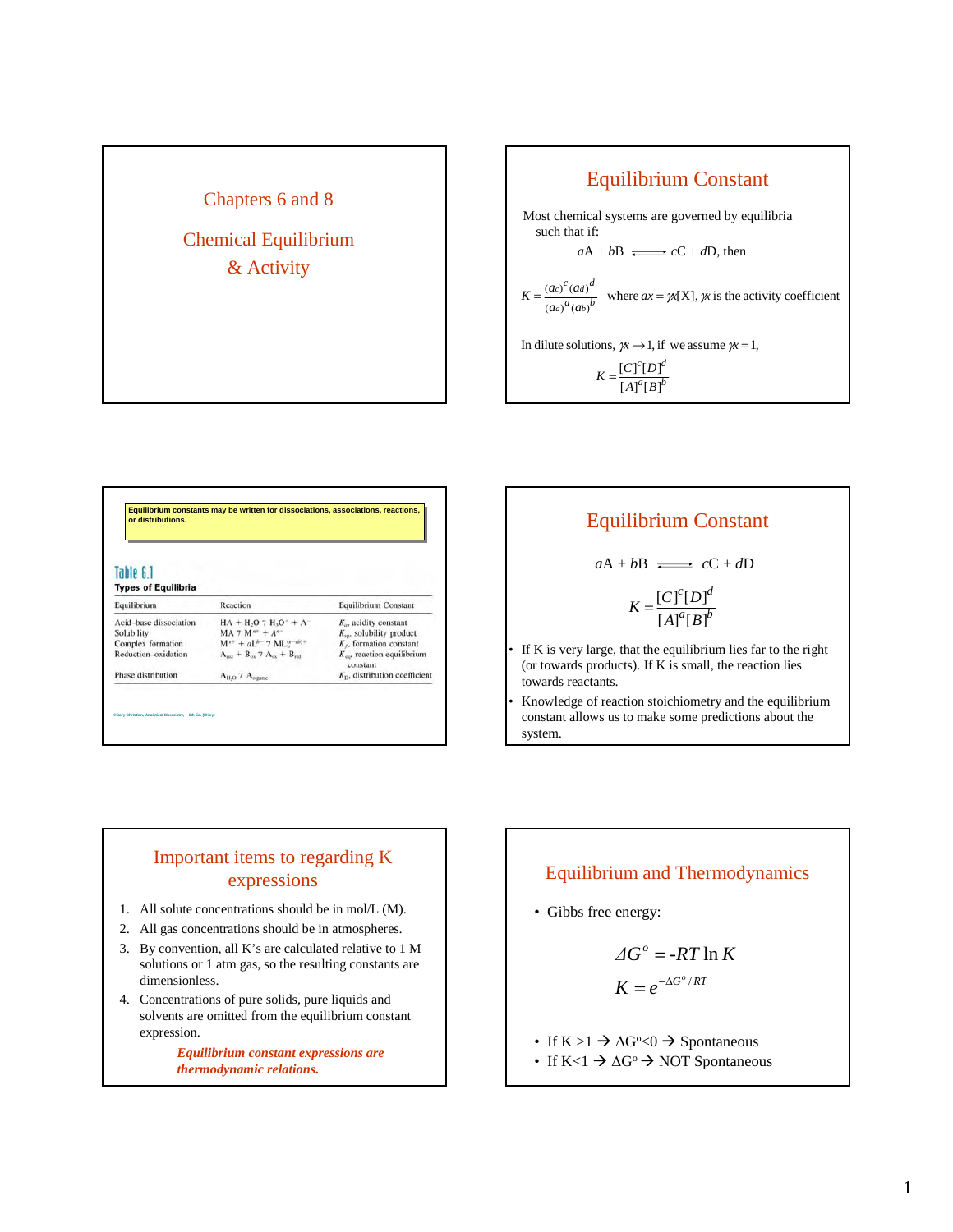# Chapters 6 and 8

## Chemical Equilibrium & Activity

## Equilibrium Constant

Most chemical systems are governed by equilibria such that if:

$aA + bB \rightleftharpoons cC + dD$, then

$$K = \frac{(a_C)^c (a_D)^d}{(a_A)^a (a_B)^b} \quad \text{where } a_X = \gamma_X[X],\ \gamma_X \text{ is the activity coefficient}$$

In dilute solutions, $\gamma_X \rightarrow 1$, if we assume $\gamma_X = 1$,

$$K = \frac{[C]^c[D]^d}{[A]^a[B]^b}$$

Equilibrium constants may be written for dissociations, associations, reactions, or distributions.

**Table 6.1**
**Types of Equilibria**

| Equilibrium | Reaction | Equilibrium Constant |
|---|---|---|
| Acid–base dissociation | $HA + H_2O \rightleftharpoons H_3O^+ + A^-$ | $K_a$, acidity constant |
| Solubility | $MA \rightleftharpoons M^{n+} + A^{n-}$ | $K_{sp}$, solubility product |
| Complex formation | $M^{n+} + aL^{b-} \rightleftharpoons ML_a^{(n-ab)+}$ | $K_f$, formation constant |
| Reduction–oxidation | $A_{red} + B_{ox} \rightleftharpoons A_{ox} + B_{red}$ | $K_{eq}$, reaction equilibrium constant |
| Phase distribution | $A_{H_2O} \rightleftharpoons A_{organic}$ | $K_D$, distribution coefficient |

©Gary Christian, Analytical Chemistry, 6th Ed. (Wiley)

## Equilibrium Constant

$aA + bB \rightleftharpoons cC + dD$

$$K = \frac{[C]^c[D]^d}{[A]^a[B]^b}$$

- If K is very large, that the equilibrium lies far to the right (or towards products). If K is small, the reaction lies towards reactants.
- Knowledge of reaction stoichiometry and the equilibrium constant allows us to make some predictions about the system.

## Important items to regarding K expressions

1. All solute concentrations should be in mol/L (M).
2. All gas concentrations should be in atmospheres.
3. By convention, all K's are calculated relative to 1 M solutions or 1 atm gas, so the resulting constants are dimensionless.
4. Concentrations of pure solids, pure liquids and solvents are omitted from the equilibrium constant expression.

***Equilibrium constant expressions are thermodynamic relations.***

## Equilibrium and Thermodynamics

- Gibbs free energy:

$$\Delta G^o = -RT \ln K$$

$$K = e^{-\Delta G^o / RT}$$

- If K >1 → $\Delta G^o$<0 → Spontaneous
- If K<1 → $\Delta G^o$ → NOT Spontaneous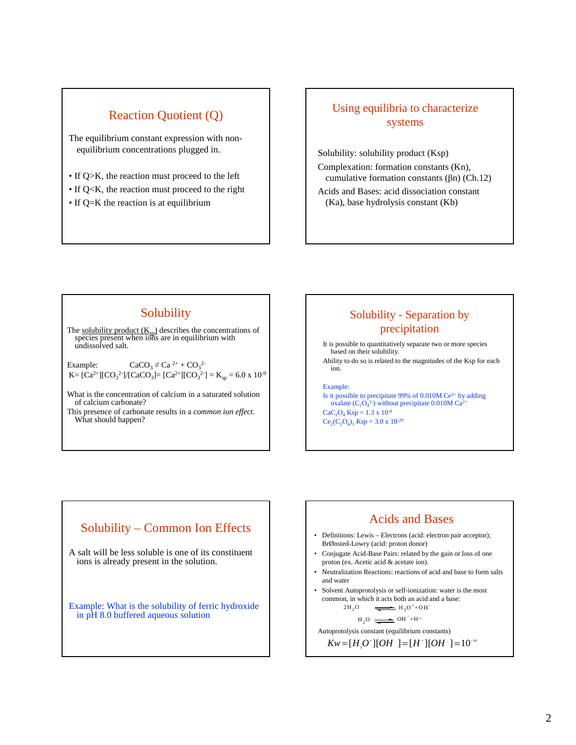## Reaction Quotient (Q)

The equilibrium constant expression with non-equilibrium concentrations plugged in.

- If Q>K, the reaction must proceed to the left
- If Q<K, the reaction must proceed to the right
- If Q=K the reaction is at equilibrium

## Using equilibria to characterize systems

Solubility: solubility product (Ksp)

Complexation: formation constants (Kn), cumulative formation constants (βn) (Ch.12)

Acids and Bases: acid dissociation constant (Ka), base hydrolysis constant (Kb)

## Solubility

The solubility product ($K_{sp}$) describes the concentrations of species present when ions are in equilibrium with undissolved salt.

Example: $CaCO_3 \rightleftharpoons Ca^{2+} + CO_3^{2-}$

$K = [Ca^{2+}][CO_3^{2-}]/[CaCO_3] = [Ca^{2+}][CO_3^{2-}] = K_{sp} = 6.0 \times 10^{-9}$

What is the concentration of calcium in a saturated solution of calcium carbonate?

This presence of carbonate results in a *common ion effect*. What should happen?

## Solubility - Separation by precipitation

It is possible to quantitatively separate two or more species based on their solubility.

Ability to do so is related to the magnitudes of the Ksp for each ion.

Example:

Is it possible to precipitate 99% of 0.010M $Ce^{3+}$ by adding oxalate ($C_2O_4^{2-}$) without precipitate 0.010M $Ca^{2+}$

$CaC_2O_4$ Ksp = $1.3 \times 10^{-8}$

$Ce_2(C_2O_4)_3$ Ksp = $3.0 \times 10^{-29}$

## Solubility – Common Ion Effects

A salt will be less soluble is one of its constituent ions is already present in the solution.

Example: What is the solubility of ferric hydroxide in pH 8.0 buffered aqueous solution

## Acids and Bases

- Definitions: Lewis – Electrons (acid: electron pair acceptor); BrØnsted-Lowry (acid: proton donor)
- Conjugate Acid-Base Pairs: related by the gain or loss of one proton (ex. Acetic acid & acetate ion).
- Neutralization Reactions: reactions of acid and base to form salts and water
- Solvent Autoprotolysis or self-ionization: water is the most common, in which it acts both an acid and a base:

$$2H_2O \rightleftharpoons H_3O^+ + OH^-$$

$$H_2O \rightleftharpoons OH^- + H^+$$

Autoprotolysis constant (equilibrium constants)

$$Kw = [H_3O^+][OH^-] = [H^+][OH^-] = 10^{-14}$$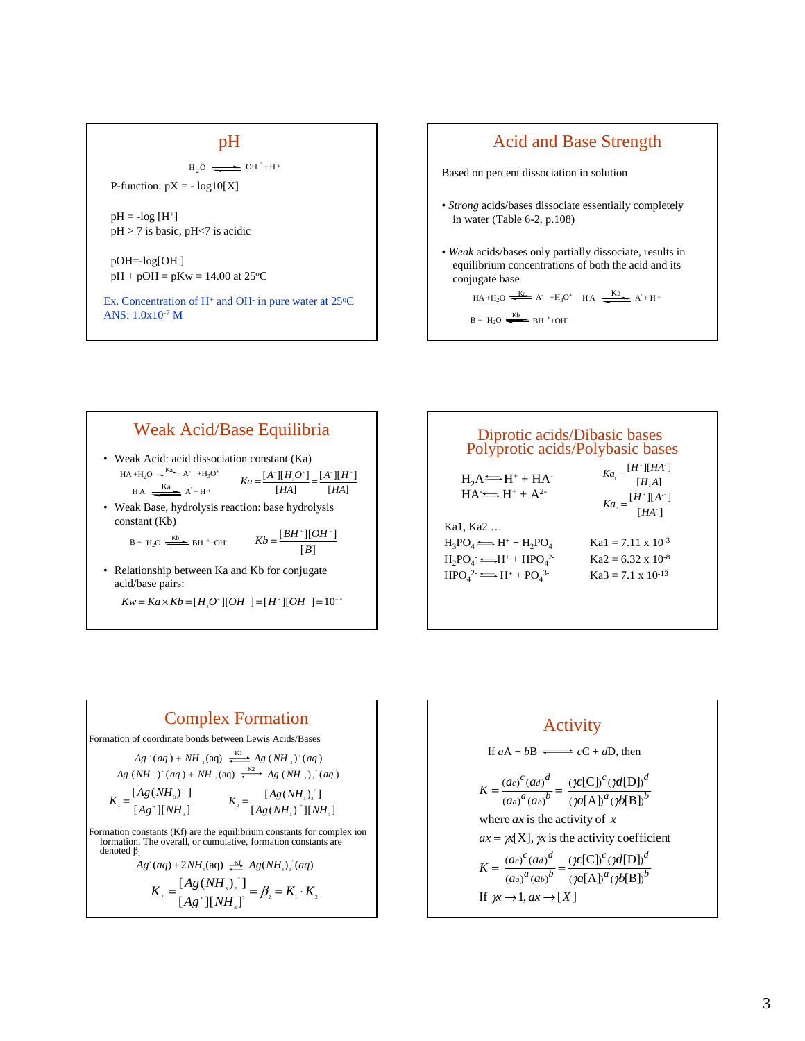## pH

$$H_2O \rightleftharpoons OH^- + H^+$$

P-function: pX = - log10[X]

pH = -log [$H^+$]
pH > 7 is basic, pH<7 is acidic

pOH=-log[$OH^-$]
pH + pOH = pKw = 14.00 at 25°C

Ex. Concentration of $H^+$ and $OH^-$ in pure water at 25°C
ANS: $1.0\times10^{-7}$ M

## Acid and Base Strength

Based on percent dissociation in solution

- *Strong* acids/bases dissociate essentially completely in water (Table 6-2, p.108)
- *Weak* acids/bases only partially dissociate, results in equilibrium concentrations of both the acid and its conjugate base

$$HA + H_2O \overset{Ka}{\rightleftharpoons} A^- + H_3O^+ \qquad HA \overset{Ka}{\rightleftharpoons} A^- + H^+$$

$$B + H_2O \overset{Kb}{\rightleftharpoons} BH^+ + OH^-$$

## Weak Acid/Base Equilibria

- Weak Acid: acid dissociation constant (Ka)

$$HA + H_2O \overset{Ka}{\rightleftharpoons} A^- + H_3O^+ \qquad HA \overset{Ka}{\rightleftharpoons} A^- + H^+ \qquad Ka = \frac{[A^-][H_3O^+]}{[HA]} = \frac{[A^-][H^+]}{[HA]}$$

- Weak Base, hydrolysis reaction: base hydrolysis constant (Kb)

$$B + H_2O \overset{Kb}{\rightleftharpoons} BH^+ + OH^- \qquad Kb = \frac{[BH^+][OH^-]}{[B]}$$

- Relationship between Ka and Kb for conjugate acid/base pairs:

$$Kw = Ka \times Kb = [H_3O^+][OH^-] = [H^+][OH^-] = 10^{-14}$$

## Diprotic acids/Dibasic bases Polyprotic acids/Polybasic bases

$$H_2A \rightleftharpoons H^+ + HA^- \qquad Ka_1 = \frac{[H^+][HA^-]}{[H_2A]}$$

$$HA^- \rightleftharpoons H^+ + A^{2-} \qquad Ka_2 = \frac{[H^+][A^{2-}]}{[HA^-]}$$

Ka1, Ka2 …

| | |
|---|---|
| $H_3PO_4 \rightleftharpoons H^+ + H_2PO_4^-$ | Ka1 = $7.11 \times 10^{-3}$ |
| $H_2PO_4^- \rightleftharpoons H^+ + HPO_4^{2-}$ | Ka2 = $6.32 \times 10^{-8}$ |
| $HPO_4^{2-} \rightleftharpoons H^+ + PO_4^{3-}$ | Ka3 = $7.1 \times 10^{-13}$ |

## Complex Formation

Formation of coordinate bonds between Lewis Acids/Bases

$$Ag^+(aq) + NH_3(aq) \overset{K1}{\rightleftharpoons} Ag(NH_3)^+(aq)$$

$$Ag(NH_3)^+(aq) + NH_3(aq) \overset{K2}{\rightleftharpoons} Ag(NH_3)_2^+(aq)$$

$$K_1 = \frac{[Ag(NH_3)^+]}{[Ag^+][NH_3]} \qquad K_2 = \frac{[Ag(NH_3)_2^+]}{[Ag(NH_3)^+][NH_3]}$$

Formation constants (Kf) are the equilibrium constants for complex ion formation. The overall, or cumulative, formation constants are denoted $\beta_i$

$$Ag^+(aq) + 2NH_3(aq) \overset{Kf}{\rightleftharpoons} Ag(NH_3)_2^+(aq)$$

$$K_f = \frac{[Ag(NH_3)_2^+]}{[Ag^+][NH_3]^2} = \beta_2 = K_1 \cdot K_2$$

## Activity

If $aA + bB \rightleftharpoons cC + dD$, then

$$K = \frac{(a_C)^c (a_D)^d}{(a_A)^a (a_B)^b} = \frac{(\gamma_C[C])^c (\gamma_D[D])^d}{(\gamma_A[A])^a (\gamma_B[B])^b}$$

where $a_X$ is the activity of $X$

$a_X = \gamma_X[X]$, $\gamma_X$ is the activity coefficient

$$K = \frac{(a_C)^c (a_D)^d}{(a_A)^a (a_B)^b} = \frac{(\gamma_C[C])^c (\gamma_D[D])^d}{(\gamma_A[A])^a (\gamma_B[B])^b}$$

If $\gamma_X \rightarrow 1, a_X \rightarrow [X]$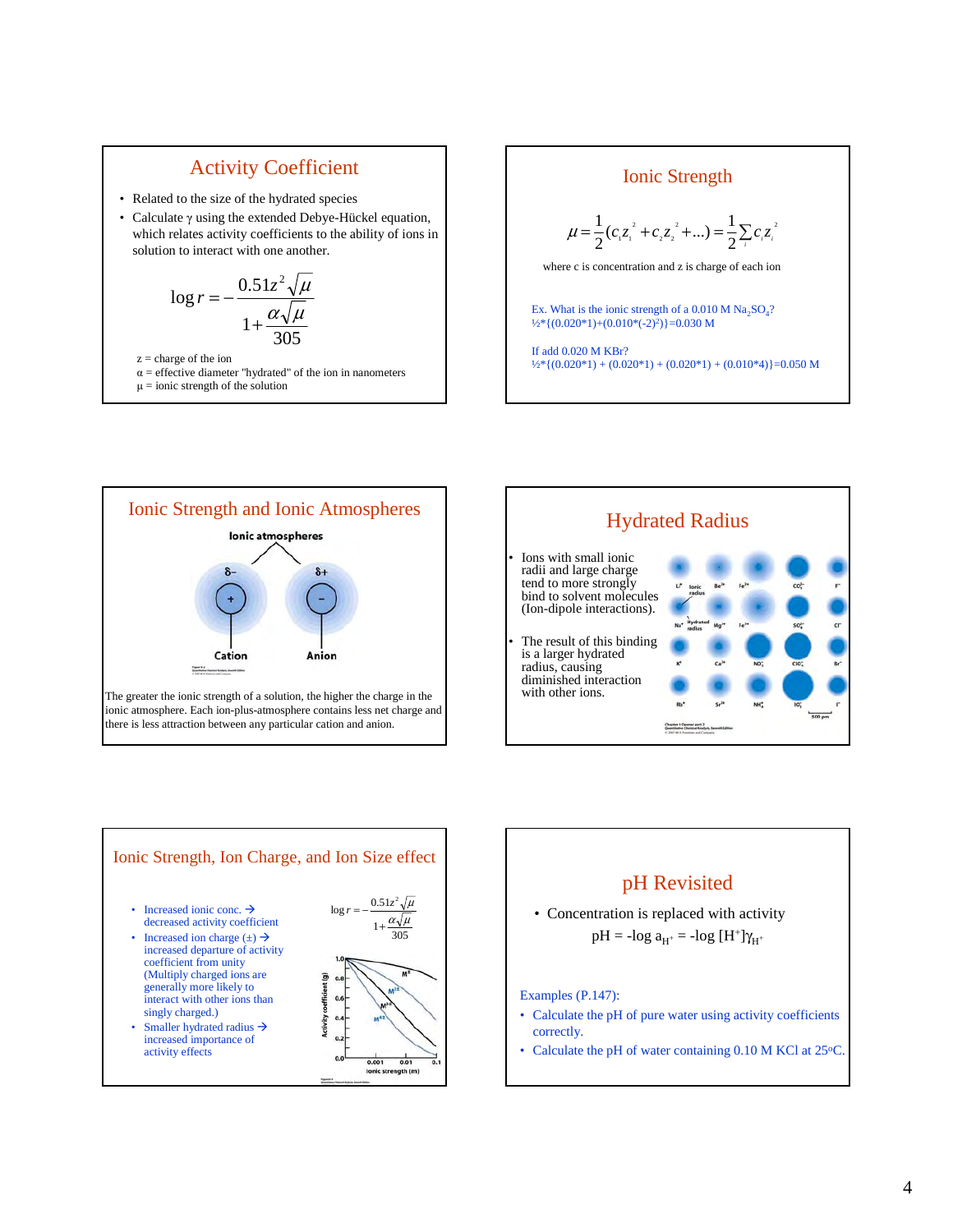## Activity Coefficient

- Related to the size of the hydrated species
- Calculate $\gamma$ using the extended Debye-Hückel equation, which relates activity coefficients to the ability of ions in solution to interact with one another.

$$\log r = -\frac{0.51z^2\sqrt{\mu}}{1+\frac{\alpha\sqrt{\mu}}{305}}$$

z = charge of the ion
$\alpha$ = effective diameter "hydrated" of the ion in nanometers
$\mu$ = ionic strength of the solution

## Ionic Strength

$$\mu = \frac{1}{2}(c_1z_1^2 + c_2z_2^2 + ...) = \frac{1}{2}\sum_i c_iz_i^2$$

where c is concentration and z is charge of each ion

Ex. What is the ionic strength of a 0.010 M $Na_2SO_4$?
½*{(0.020*1)+(0.010*(-2)²)}=0.030 M

If add 0.020 M KBr?
½*{(0.020*1) + (0.020*1) + (0.020*1) + (0.010*4)}=0.050 M

## Ionic Strength and Ionic Atmospheres

Ionic atmospheres

δ−

δ+

Cation

Anion

The greater the ionic strength of a solution, the higher the charge in the ionic atmosphere. Each ion-plus-atmosphere contains less net charge and there is less attraction between any particular cation and anion.

## Hydrated Radius

- Ions with small ionic radii and large charge tend to more strongly bind to solvent molecules (Ion-dipole interactions).
- The result of this binding is a larger hydrated radius, causing diminished interaction with other ions.

$Li^+$ Ionic radius $Be^{2+}$ $Fe^{3+}$ $CO_3^{2-}$ $F^-$

$Na^+$ Hydrated radius $Mg^{2+}$ $Fe^{2+}$ $SO_4^{2-}$ $Cl^-$

$K^+$ $Ca^{2+}$ $NO_3^-$ $ClO_4^-$ $Br^-$

$Rb^+$ $Sr^{2+}$ $NH_4^+$ $IO_3^-$ $I^-$

500 pm

## Ionic Strength, Ion Charge, and Ion Size effect

- Increased ionic conc. → decreased activity coefficient
- Increased ion charge (±) → increased departure of activity coefficient from unity (Multiply charged ions are generally more likely to interact with other ions than singly charged.)
- Smaller hydrated radius → increased importance of activity effects

$$\log r = -\frac{0.51z^2\sqrt{\mu}}{1+\frac{\alpha\sqrt{\mu}}{305}}$$

Activity coefficient (g)
1.0
0.8
0.6
0.4
0.2
0.0
0.001
0.01
0.1
Ionic strength (m)
$M^{\pm}$
$M^{2\pm}$
$M^{3\pm}$
$M^{4\pm}$

## pH Revisited

- Concentration is replaced with activity

$$\text{pH} = -\log a_{H^+} = -\log [H^+]\gamma_{H^+}$$

Examples (P.147):

- Calculate the pH of pure water using activity coefficients correctly.
- Calculate the pH of water containing 0.10 M KCl at 25°C.